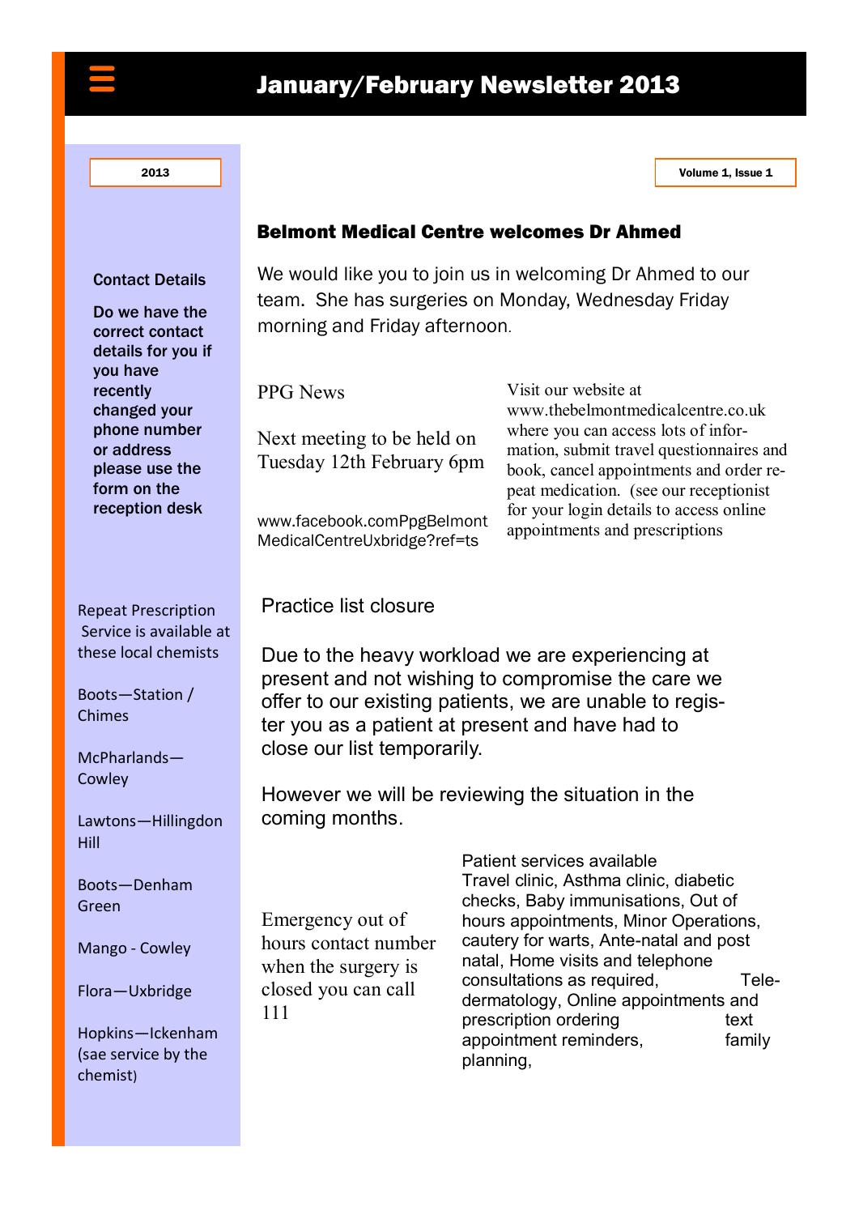# January/February Newsletter 2013

2013

Volume 1, Issue 1

## Belmont Medical Centre welcomes Dr Ahmed

We would like you to join us in welcoming Dr Ahmed to our team. She has surgeries on Monday, Wednesday Friday morning and Friday afternoon.

### PPG News

Next meeting to be held on Tuesday 12th February 6pm

www.facebook.comPpgBelmontMedicalCentreUxbridge?ref=ts

Visit our website at www.thebelmontmedicalcentre.co.uk where you can access lots of information, submit travel questionnaires and book, cancel appointments and order repeat medication. (see our receptionist for your login details to access online appointments and prescriptions

### Practice list closure

Due to the heavy workload we are experiencing at present and not wishing to compromise the care we offer to our existing patients, we are unable to register you as a patient at present and have had to close our list temporarily.

However we will be reviewing the situation in the coming months.

Emergency out of hours contact number when the surgery is closed you can call 111

Patient services available
Travel clinic, Asthma clinic, diabetic checks, Baby immunisations, Out of hours appointments, Minor Operations, cautery for warts, Ante-natal and post natal, Home visits and telephone consultations as required, Tele-dermatology, Online appointments and prescription ordering text appointment reminders, family planning,

**Contact Details**

**Do we have the correct contact details for you if you have recently changed your phone number or address please use the form on the reception desk**

Repeat Prescription Service is available at these local chemists

Boots—Station / Chimes

McPharlands—Cowley

Lawtons—Hillingdon Hill

Boots—Denham Green

Mango - Cowley

Flora—Uxbridge

Hopkins—Ickenham (sae service by the chemist)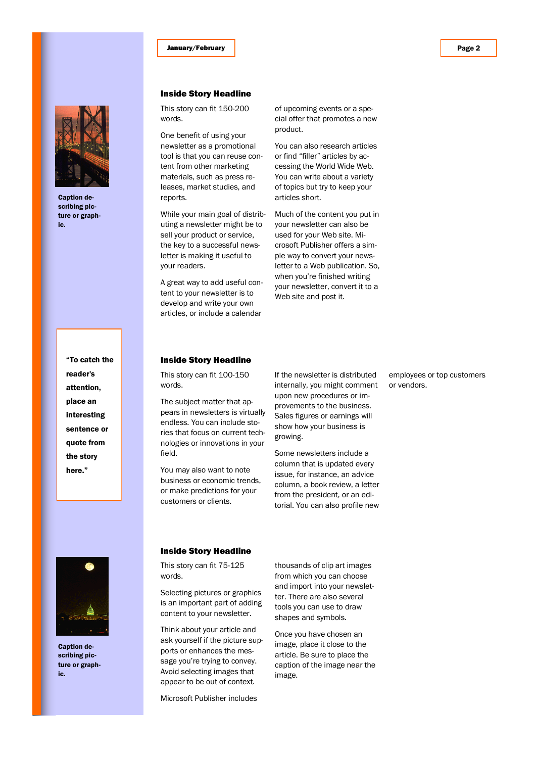## Inside Story Headline

This story can fit 150-200 words.

One benefit of using your newsletter as a promotional tool is that you can reuse content from other marketing materials, such as press releases, market studies, and reports.

While your main goal of distributing a newsletter might be to sell your product or service, the key to a successful newsletter is making it useful to your readers.

A great way to add useful content to your newsletter is to develop and write your own articles, or include a calendar of upcoming events or a special offer that promotes a new product.

You can also research articles or find "filler" articles by accessing the World Wide Web. You can write about a variety of topics but try to keep your articles short.

Much of the content you put in your newsletter can also be used for your Web site. Microsoft Publisher offers a simple way to convert your newsletter to a Web publication. So, when you're finished writing your newsletter, convert it to a Web site and post it.

Caption describing picture or graphic.

## Inside Story Headline

This story can fit 100-150 words.

The subject matter that appears in newsletters is virtually endless. You can include stories that focus on current technologies or innovations in your field.

You may also want to note business or economic trends, or make predictions for your customers or clients.

If the newsletter is distributed internally, you might comment upon new procedures or improvements to the business. Sales figures or earnings will show how your business is growing.

Some newsletters include a column that is updated every issue, for instance, an advice column, a book review, a letter from the president, or an editorial. You can also profile new employees or top customers or vendors.

**"To catch the reader's attention, place an interesting sentence or quote from the story here."**

## Inside Story Headline

This story can fit 75-125 words.

Selecting pictures or graphics is an important part of adding content to your newsletter.

Think about your article and ask yourself if the picture supports or enhances the message you're trying to convey. Avoid selecting images that appear to be out of context.

Microsoft Publisher includes thousands of clip art images from which you can choose and import into your newsletter. There are also several tools you can use to draw shapes and symbols.

Once you have chosen an image, place it close to the article. Be sure to place the caption of the image near the image.

Caption describing picture or graphic.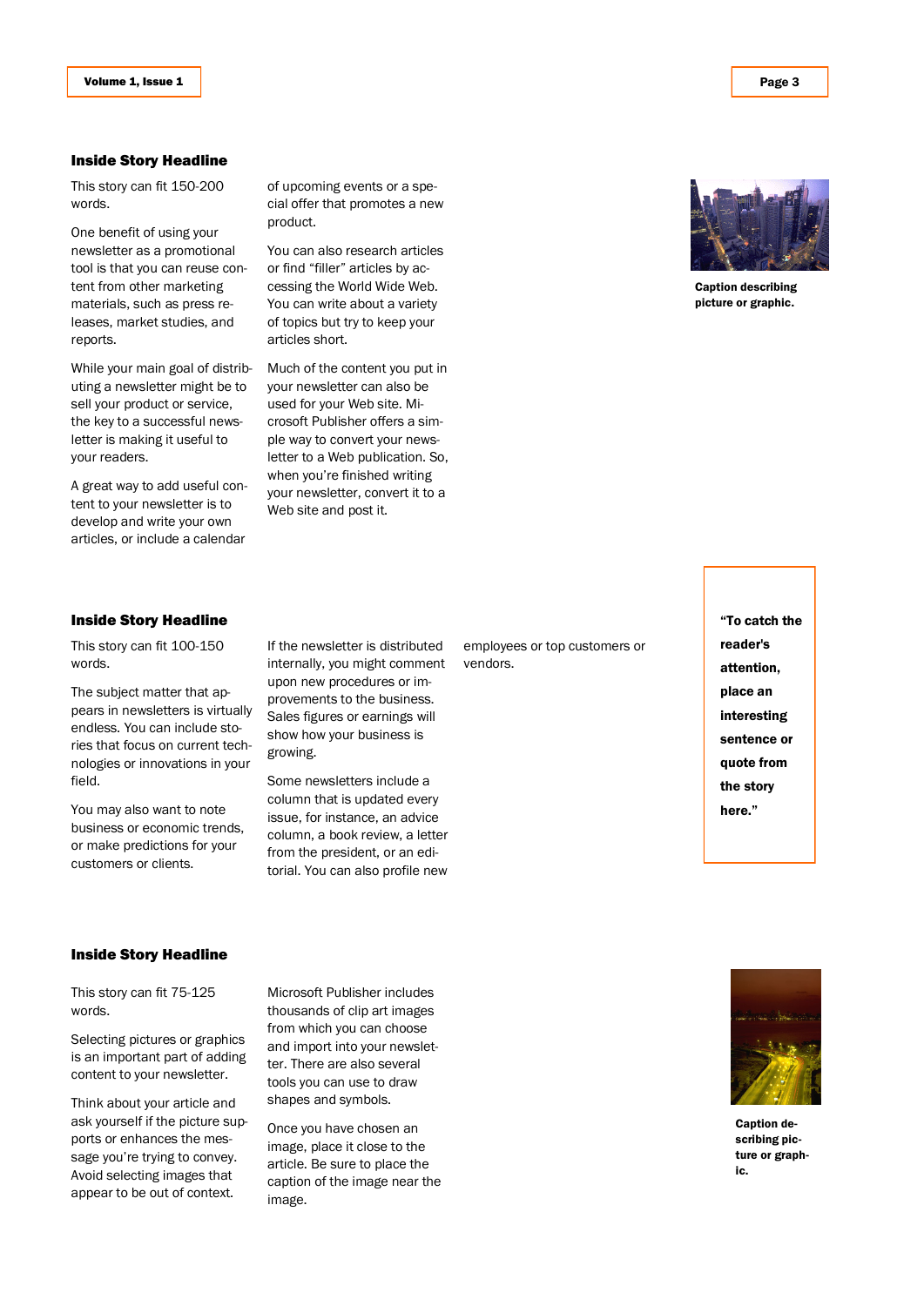## Inside Story Headline

This story can fit 150-200 words.

One benefit of using your newsletter as a promotional tool is that you can reuse content from other marketing materials, such as press releases, market studies, and reports.

While your main goal of distributing a newsletter might be to sell your product or service, the key to a successful newsletter is making it useful to your readers.

A great way to add useful content to your newsletter is to develop and write your own articles, or include a calendar of upcoming events or a special offer that promotes a new product.

You can also research articles or find "filler" articles by accessing the World Wide Web. You can write about a variety of topics but try to keep your articles short.

Much of the content you put in your newsletter can also be used for your Web site. Microsoft Publisher offers a simple way to convert your newsletter to a Web publication. So, when you're finished writing your newsletter, convert it to a Web site and post it.

**Caption describing picture or graphic.**

## Inside Story Headline

This story can fit 100-150 words.

The subject matter that appears in newsletters is virtually endless. You can include stories that focus on current technologies or innovations in your field.

You may also want to note business or economic trends, or make predictions for your customers or clients.

If the newsletter is distributed internally, you might comment upon new procedures or improvements to the business. Sales figures or earnings will show how your business is growing.

Some newsletters include a column that is updated every issue, for instance, an advice column, a book review, a letter from the president, or an editorial. You can also profile new employees or top customers or vendors.

**"To catch the reader's attention, place an interesting sentence or quote from the story here."**

## Inside Story Headline

This story can fit 75-125 words.

Selecting pictures or graphics is an important part of adding content to your newsletter.

Think about your article and ask yourself if the picture supports or enhances the message you're trying to convey. Avoid selecting images that appear to be out of context.

Microsoft Publisher includes thousands of clip art images from which you can choose and import into your newsletter. There are also several tools you can use to draw shapes and symbols.

Once you have chosen an image, place it close to the article. Be sure to place the caption of the image near the image.

**Caption describing picture or graphic.**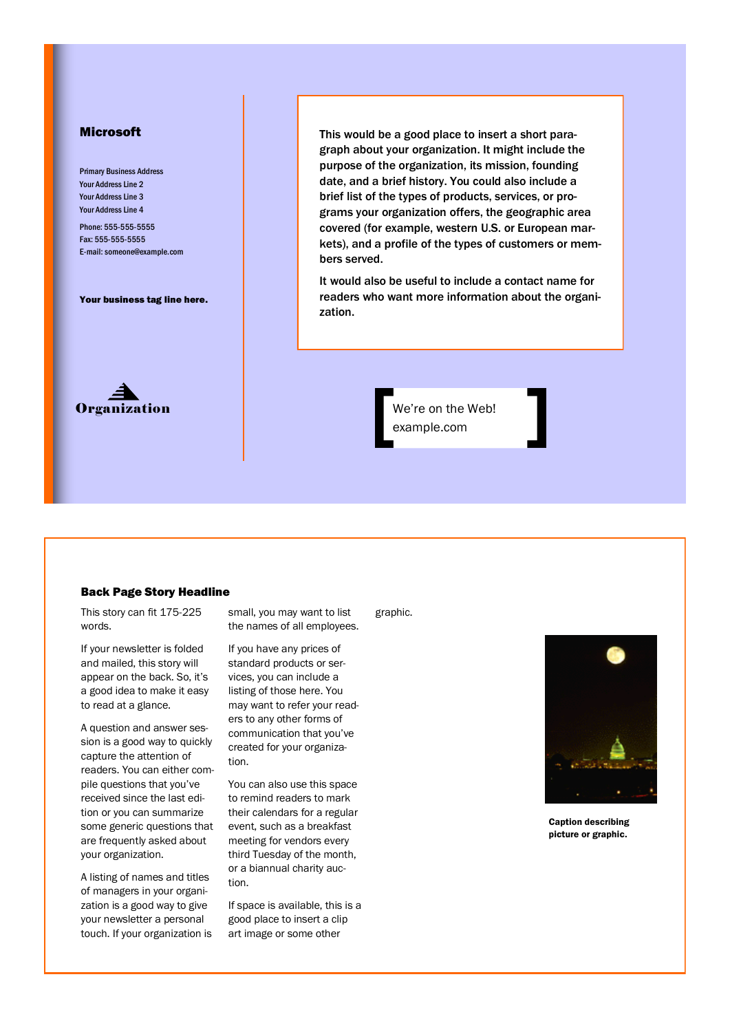**Microsoft**

Primary Business Address
Your Address Line 2
Your Address Line 3
Your Address Line 4

Phone: 555-555-5555
Fax: 555-555-5555
E-mail: someone@example.com

**Your business tag line here.**

Organization

This would be a good place to insert a short paragraph about your organization. It might include the purpose of the organization, its mission, founding date, and a brief history. You could also include a brief list of the types of products, services, or programs your organization offers, the geographic area covered (for example, western U.S. or European markets), and a profile of the types of customers or members served.

It would also be useful to include a contact name for readers who want more information about the organization.

We're on the Web!
example.com

### Back Page Story Headline

This story can fit 175-225 words.

If your newsletter is folded and mailed, this story will appear on the back. So, it's a good idea to make it easy to read at a glance.

A question and answer session is a good way to quickly capture the attention of readers. You can either compile questions that you've received since the last edition or you can summarize some generic questions that are frequently asked about your organization.

A listing of names and titles of managers in your organization is a good way to give your newsletter a personal touch. If your organization is small, you may want to list the names of all employees.

If you have any prices of standard products or services, you can include a listing of those here. You may want to refer your readers to any other forms of communication that you've created for your organization.

You can also use this space to remind readers to mark their calendars for a regular event, such as a breakfast meeting for vendors every third Tuesday of the month, or a biannual charity auction.

If space is available, this is a good place to insert a clip art image or some other graphic.

**Caption describing picture or graphic.**